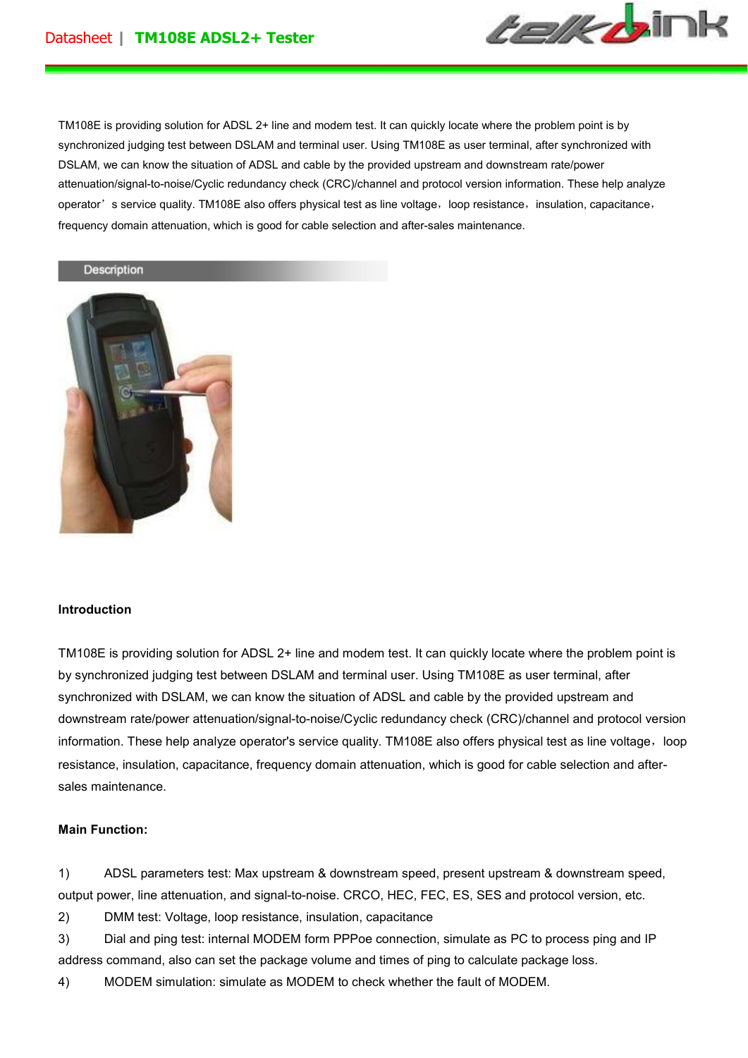# Datasheet | TM108E ADSL2+ Tester

TM108E is providing solution for ADSL 2+ line and modem test. It can quickly locate where the problem point is by synchronized judging test between DSLAM and terminal user. Using TM108E as user terminal, after synchronized with DSLAM, we can know the situation of ADSL and cable by the provided upstream and downstream rate/power attenuation/signal-to-noise/Cyclic redundancy check (CRC)/channel and protocol version information. These help analyze operator's service quality. TM108E also offers physical test as line voltage，loop resistance，insulation, capacitance，frequency domain attenuation, which is good for cable selection and after-sales maintenance.

## Description

**Introduction**

TM108E is providing solution for ADSL 2+ line and modem test. It can quickly locate where the problem point is by synchronized judging test between DSLAM and terminal user. Using TM108E as user terminal, after synchronized with DSLAM, we can know the situation of ADSL and cable by the provided upstream and downstream rate/power attenuation/signal-to-noise/Cyclic redundancy check (CRC)/channel and protocol version information. These help analyze operator's service quality. TM108E also offers physical test as line voltage，loop resistance, insulation, capacitance, frequency domain attenuation, which is good for cable selection and after-sales maintenance.

**Main Function:**

1) ADSL parameters test: Max upstream & downstream speed, present upstream & downstream speed, output power, line attenuation, and signal-to-noise. CRCO, HEC, FEC, ES, SES and protocol version, etc.

2) DMM test: Voltage, loop resistance, insulation, capacitance

3) Dial and ping test: internal MODEM form PPPoe connection, simulate as PC to process ping and IP address command, also can set the package volume and times of ping to calculate package loss.

4) MODEM simulation: simulate as MODEM to check whether the fault of MODEM.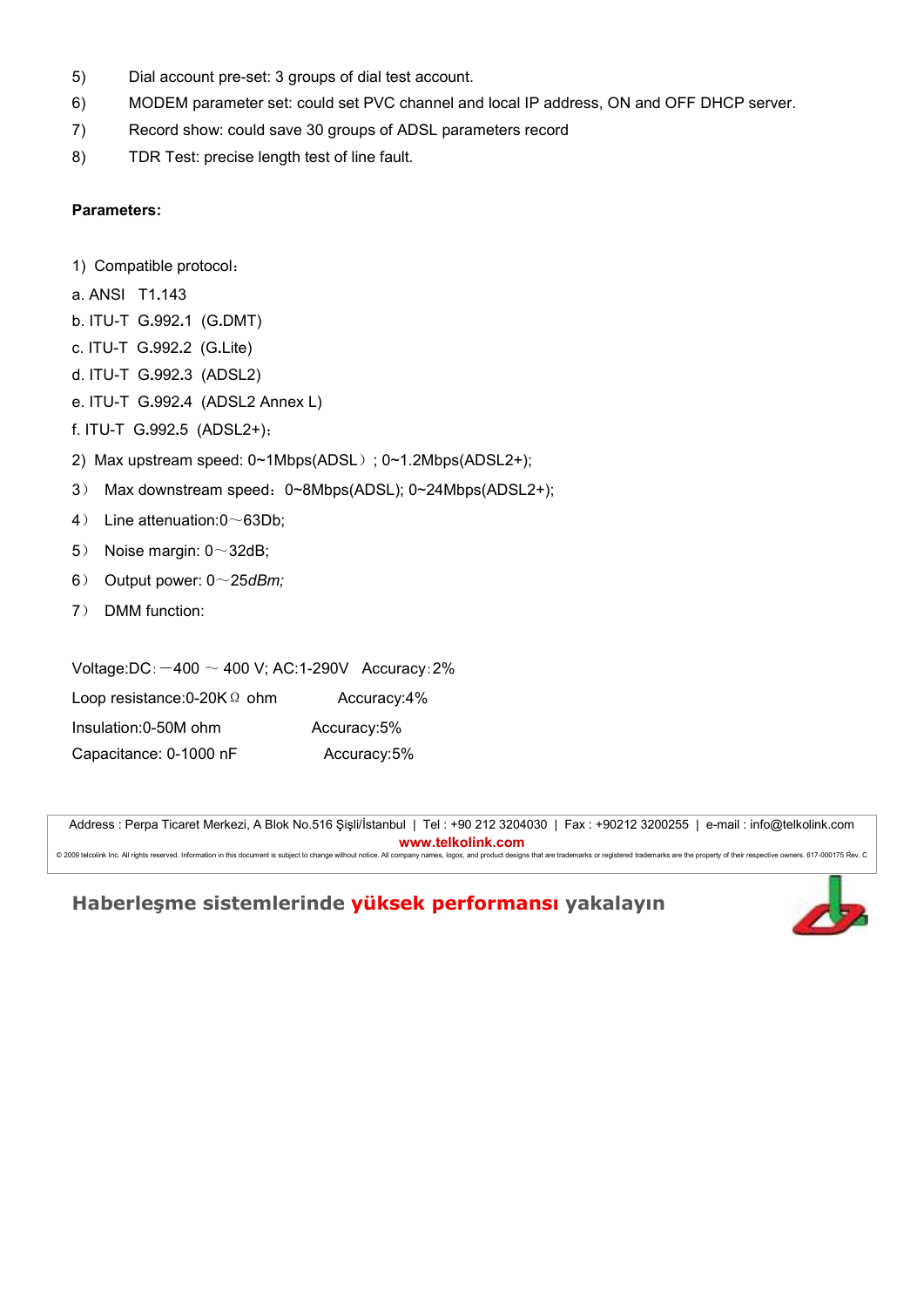5) Dial account pre-set: 3 groups of dial test account.

6) MODEM parameter set: could set PVC channel and local IP address, ON and OFF DHCP server.

7) Record show: could save 30 groups of ADSL parameters record

8) TDR Test: precise length test of line fault.

**Parameters:**

1) Compatible protocol：

a. ANSI T1.143

b. ITU-T G.992.1 (G.DMT)

c. ITU-T G.992.2 (G.Lite)

d. ITU-T G.992.3 (ADSL2)

e. ITU-T G.992.4 (ADSL2 Annex L)

f. ITU-T G.992.5 (ADSL2+)；

2) Max upstream speed: 0~1Mbps(ADSL）; 0~1.2Mbps(ADSL2+);

3） Max downstream speed：0~8Mbps(ADSL); 0~24Mbps(ADSL2+);

4） Line attenuation:0～63Db;

5） Noise margin: 0～32dB;

6） Output power: 0～25*dBm;*

7） DMM function:

Voltage:DC：－400 ～ 400 V; AC:1-290V Accuracy：2%

Loop resistance:0-20KΩ ohm Accuracy:4%

Insulation:0-50M ohm Accuracy:5%

Capacitance: 0-1000 nF Accuracy:5%

Address : Perpa Ticaret Merkezi, A Blok No.516 Şişli/İstanbul | Tel : +90 212 3204030 | Fax : +90212 3200255 | e-mail : info@telkolink.com

**www.telkolink.com**

© 2009 telcolink Inc. All rights reserved. Information in this document is subject to change without notice. All company names, logos, and product designs that are trademarks or registered trademarks are the property of their respective owners. 617-000175 Rev. C

**Haberleşme sistemlerinde yüksek performansı yakalayın**